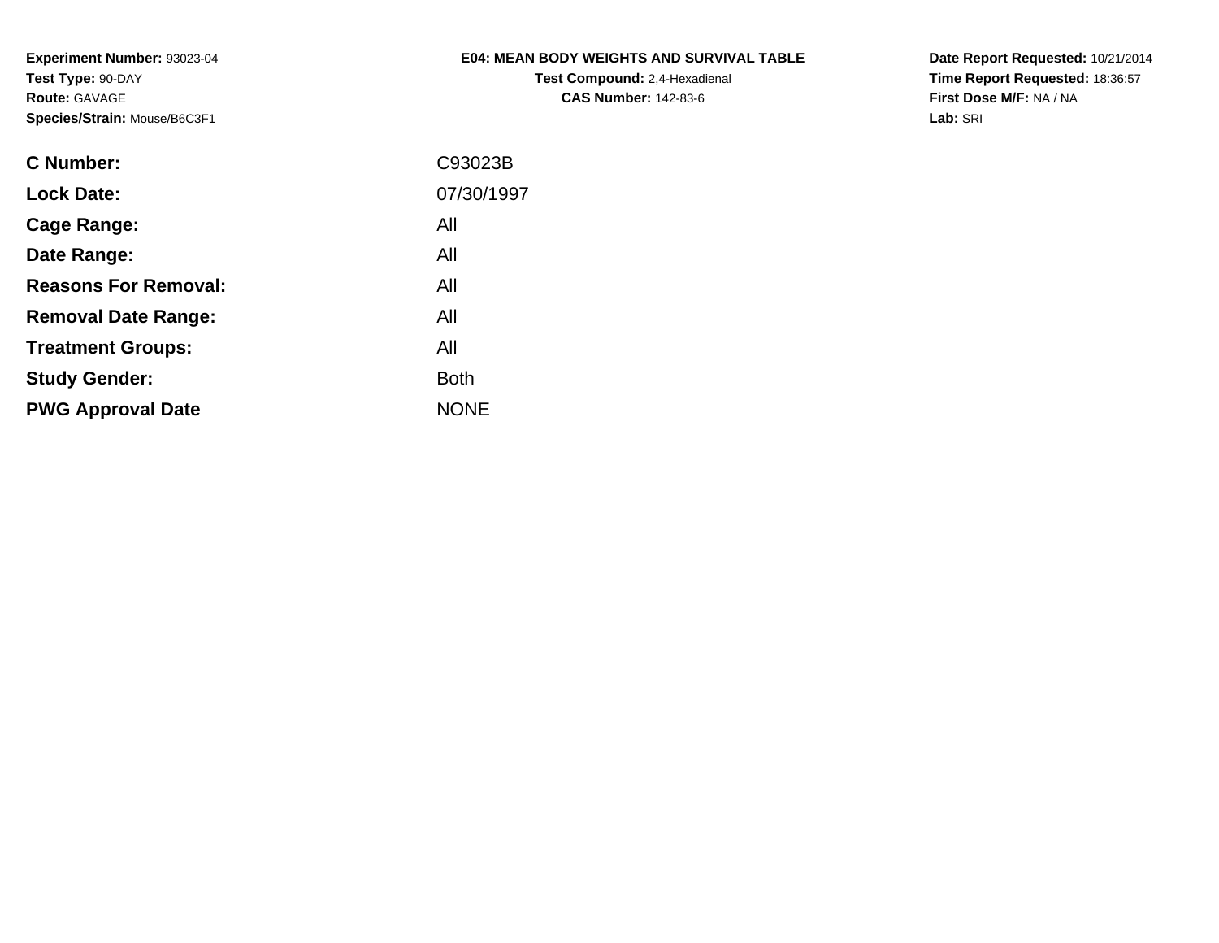**Experiment Number:** 93023-04
**Test Type:** 90-DAY
**Route:** GAVAGE
**Species/Strain:** Mouse/B6C3F1

**E04: MEAN BODY WEIGHTS AND SURVIVAL TABLE**
**Test Compound:** 2,4-Hexadienal
**CAS Number:** 142-83-6

**Date Report Requested:** 10/21/2014
**Time Report Requested:** 18:36:57
**First Dose M/F:** NA / NA
**Lab:** SRI

| | |
|---|---|
| **C Number:** | C93023B |
| **Lock Date:** | 07/30/1997 |
| **Cage Range:** | All |
| **Date Range:** | All |
| **Reasons For Removal:** | All |
| **Removal Date Range:** | All |
| **Treatment Groups:** | All |
| **Study Gender:** | Both |
| **PWG Approval Date** | NONE |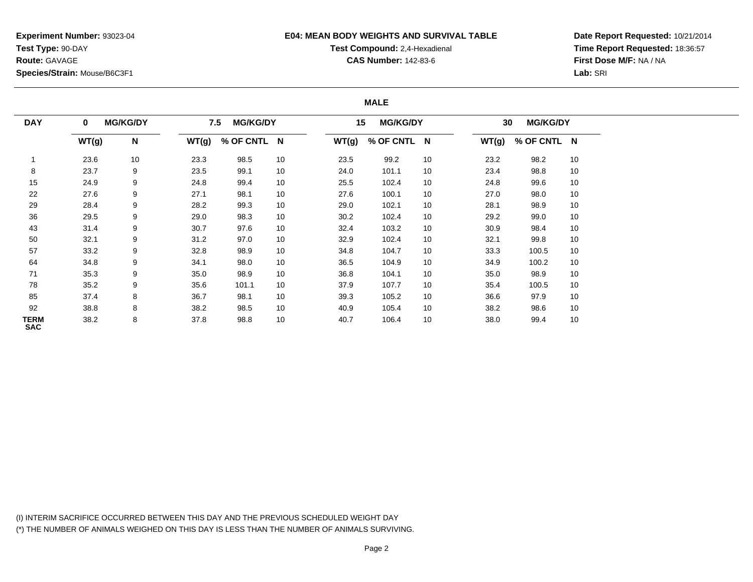**Experiment Number:** 93023-04
**Test Type:** 90-DAY
**Route:** GAVAGE
**Species/Strain:** Mouse/B6C3F1

**E04: MEAN BODY WEIGHTS AND SURVIVAL TABLE**
**Test Compound:** 2,4-Hexadienal
**CAS Number:** 142-83-6

**Date Report Requested:** 10/21/2014
**Time Report Requested:** 18:36:57
**First Dose M/F:** NA / NA
**Lab:** SRI

**MALE**

| DAY | 0 MG/KG/DY | | 7.5 MG/KG/DY | | | 15 MG/KG/DY | | | 30 MG/KG/DY | | |
|---|---|---|---|---|---|---|---|---|---|---|---|
| | WT(g) | N | WT(g) | % OF CNTL | N | WT(g) | % OF CNTL | N | WT(g) | % OF CNTL | N |
| 1 | 23.6 | 10 | 23.3 | 98.5 | 10 | 23.5 | 99.2 | 10 | 23.2 | 98.2 | 10 |
| 8 | 23.7 | 9 | 23.5 | 99.1 | 10 | 24.0 | 101.1 | 10 | 23.4 | 98.8 | 10 |
| 15 | 24.9 | 9 | 24.8 | 99.4 | 10 | 25.5 | 102.4 | 10 | 24.8 | 99.6 | 10 |
| 22 | 27.6 | 9 | 27.1 | 98.1 | 10 | 27.6 | 100.1 | 10 | 27.0 | 98.0 | 10 |
| 29 | 28.4 | 9 | 28.2 | 99.3 | 10 | 29.0 | 102.1 | 10 | 28.1 | 98.9 | 10 |
| 36 | 29.5 | 9 | 29.0 | 98.3 | 10 | 30.2 | 102.4 | 10 | 29.2 | 99.0 | 10 |
| 43 | 31.4 | 9 | 30.7 | 97.6 | 10 | 32.4 | 103.2 | 10 | 30.9 | 98.4 | 10 |
| 50 | 32.1 | 9 | 31.2 | 97.0 | 10 | 32.9 | 102.4 | 10 | 32.1 | 99.8 | 10 |
| 57 | 33.2 | 9 | 32.8 | 98.9 | 10 | 34.8 | 104.7 | 10 | 33.3 | 100.5 | 10 |
| 64 | 34.8 | 9 | 34.1 | 98.0 | 10 | 36.5 | 104.9 | 10 | 34.9 | 100.2 | 10 |
| 71 | 35.3 | 9 | 35.0 | 98.9 | 10 | 36.8 | 104.1 | 10 | 35.0 | 98.9 | 10 |
| 78 | 35.2 | 9 | 35.6 | 101.1 | 10 | 37.9 | 107.7 | 10 | 35.4 | 100.5 | 10 |
| 85 | 37.4 | 8 | 36.7 | 98.1 | 10 | 39.3 | 105.2 | 10 | 36.6 | 97.9 | 10 |
| 92 | 38.8 | 8 | 38.2 | 98.5 | 10 | 40.9 | 105.4 | 10 | 38.2 | 98.6 | 10 |
| TERM SAC | 38.2 | 8 | 37.8 | 98.8 | 10 | 40.7 | 106.4 | 10 | 38.0 | 99.4 | 10 |

(I) INTERIM SACRIFICE OCCURRED BETWEEN THIS DAY AND THE PREVIOUS SCHEDULED WEIGHT DAY
(*) THE NUMBER OF ANIMALS WEIGHED ON THIS DAY IS LESS THAN THE NUMBER OF ANIMALS SURVIVING.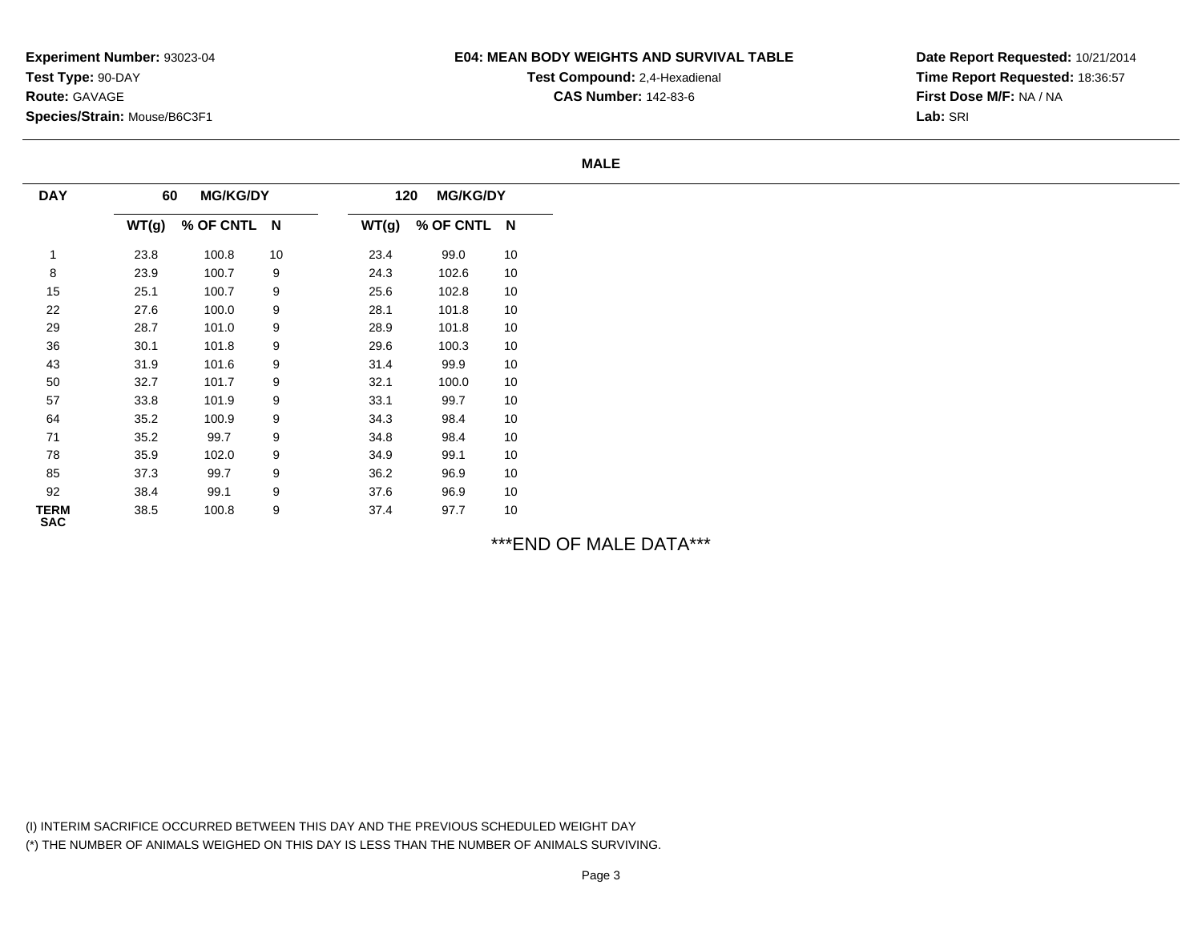**Experiment Number:** 93023-04
**Test Type:** 90-DAY
**Route:** GAVAGE
**Species/Strain:** Mouse/B6C3F1

**E04: MEAN BODY WEIGHTS AND SURVIVAL TABLE**
**Test Compound:** 2,4-Hexadienal
**CAS Number:** 142-83-6

**Date Report Requested:** 10/21/2014
**Time Report Requested:** 18:36:57
**First Dose M/F:** NA / NA
**Lab:** SRI

**MALE**

| DAY | 60 MG/KG/DY | | | 120 MG/KG/DY | | |
|---|---|---|---|---|---|---|
| | WT(g) | % OF CNTL | N | WT(g) | % OF CNTL | N |
| 1 | 23.8 | 100.8 | 10 | 23.4 | 99.0 | 10 |
| 8 | 23.9 | 100.7 | 9 | 24.3 | 102.6 | 10 |
| 15 | 25.1 | 100.7 | 9 | 25.6 | 102.8 | 10 |
| 22 | 27.6 | 100.0 | 9 | 28.1 | 101.8 | 10 |
| 29 | 28.7 | 101.0 | 9 | 28.9 | 101.8 | 10 |
| 36 | 30.1 | 101.8 | 9 | 29.6 | 100.3 | 10 |
| 43 | 31.9 | 101.6 | 9 | 31.4 | 99.9 | 10 |
| 50 | 32.7 | 101.7 | 9 | 32.1 | 100.0 | 10 |
| 57 | 33.8 | 101.9 | 9 | 33.1 | 99.7 | 10 |
| 64 | 35.2 | 100.9 | 9 | 34.3 | 98.4 | 10 |
| 71 | 35.2 | 99.7 | 9 | 34.8 | 98.4 | 10 |
| 78 | 35.9 | 102.0 | 9 | 34.9 | 99.1 | 10 |
| 85 | 37.3 | 99.7 | 9 | 36.2 | 96.9 | 10 |
| 92 | 38.4 | 99.1 | 9 | 37.6 | 96.9 | 10 |
| TERM SAC | 38.5 | 100.8 | 9 | 37.4 | 97.7 | 10 |

***END OF MALE DATA***

(I) INTERIM SACRIFICE OCCURRED BETWEEN THIS DAY AND THE PREVIOUS SCHEDULED WEIGHT DAY
(*) THE NUMBER OF ANIMALS WEIGHED ON THIS DAY IS LESS THAN THE NUMBER OF ANIMALS SURVIVING.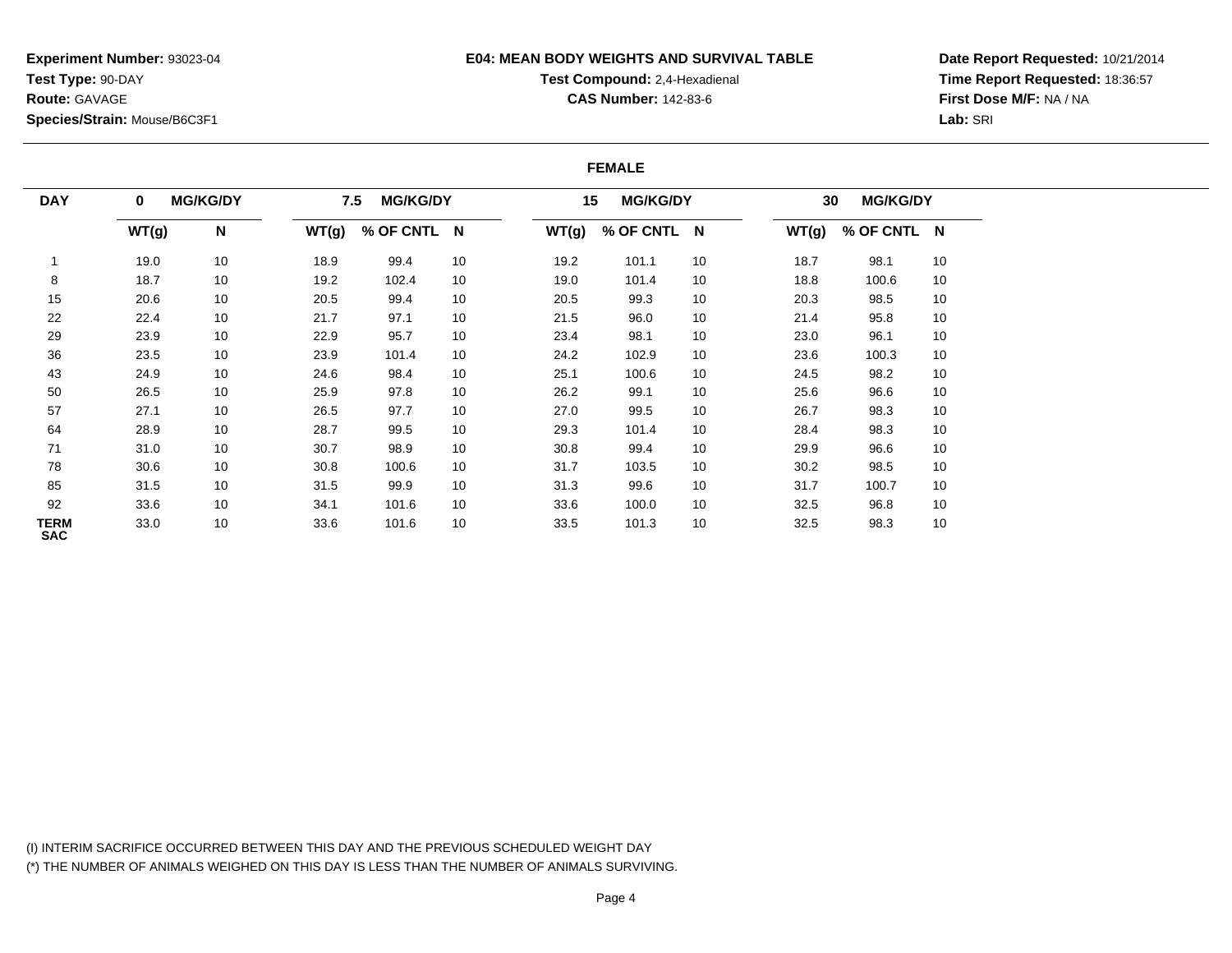**Experiment Number:** 93023-04
**Test Type:** 90-DAY
**Route:** GAVAGE
**Species/Strain:** Mouse/B6C3F1

**E04: MEAN BODY WEIGHTS AND SURVIVAL TABLE**
**Test Compound:** 2,4-Hexadienal
**CAS Number:** 142-83-6

**Date Report Requested:** 10/21/2014
**Time Report Requested:** 18:36:57
**First Dose M/F:** NA / NA
**Lab:** SRI

**FEMALE**

| DAY | 0 MG/KG/DY | | 7.5 MG/KG/DY | | | 15 MG/KG/DY | | | 30 MG/KG/DY | | |
|---|---|---|---|---|---|---|---|---|---|---|---|
| | WT(g) | N | WT(g) | % OF CNTL | N | WT(g) | % OF CNTL | N | WT(g) | % OF CNTL | N |
| 1 | 19.0 | 10 | 18.9 | 99.4 | 10 | 19.2 | 101.1 | 10 | 18.7 | 98.1 | 10 |
| 8 | 18.7 | 10 | 19.2 | 102.4 | 10 | 19.0 | 101.4 | 10 | 18.8 | 100.6 | 10 |
| 15 | 20.6 | 10 | 20.5 | 99.4 | 10 | 20.5 | 99.3 | 10 | 20.3 | 98.5 | 10 |
| 22 | 22.4 | 10 | 21.7 | 97.1 | 10 | 21.5 | 96.0 | 10 | 21.4 | 95.8 | 10 |
| 29 | 23.9 | 10 | 22.9 | 95.7 | 10 | 23.4 | 98.1 | 10 | 23.0 | 96.1 | 10 |
| 36 | 23.5 | 10 | 23.9 | 101.4 | 10 | 24.2 | 102.9 | 10 | 23.6 | 100.3 | 10 |
| 43 | 24.9 | 10 | 24.6 | 98.4 | 10 | 25.1 | 100.6 | 10 | 24.5 | 98.2 | 10 |
| 50 | 26.5 | 10 | 25.9 | 97.8 | 10 | 26.2 | 99.1 | 10 | 25.6 | 96.6 | 10 |
| 57 | 27.1 | 10 | 26.5 | 97.7 | 10 | 27.0 | 99.5 | 10 | 26.7 | 98.3 | 10 |
| 64 | 28.9 | 10 | 28.7 | 99.5 | 10 | 29.3 | 101.4 | 10 | 28.4 | 98.3 | 10 |
| 71 | 31.0 | 10 | 30.7 | 98.9 | 10 | 30.8 | 99.4 | 10 | 29.9 | 96.6 | 10 |
| 78 | 30.6 | 10 | 30.8 | 100.6 | 10 | 31.7 | 103.5 | 10 | 30.2 | 98.5 | 10 |
| 85 | 31.5 | 10 | 31.5 | 99.9 | 10 | 31.3 | 99.6 | 10 | 31.7 | 100.7 | 10 |
| 92 | 33.6 | 10 | 34.1 | 101.6 | 10 | 33.6 | 100.0 | 10 | 32.5 | 96.8 | 10 |
| TERM SAC | 33.0 | 10 | 33.6 | 101.6 | 10 | 33.5 | 101.3 | 10 | 32.5 | 98.3 | 10 |

(I) INTERIM SACRIFICE OCCURRED BETWEEN THIS DAY AND THE PREVIOUS SCHEDULED WEIGHT DAY
(*) THE NUMBER OF ANIMALS WEIGHED ON THIS DAY IS LESS THAN THE NUMBER OF ANIMALS SURVIVING.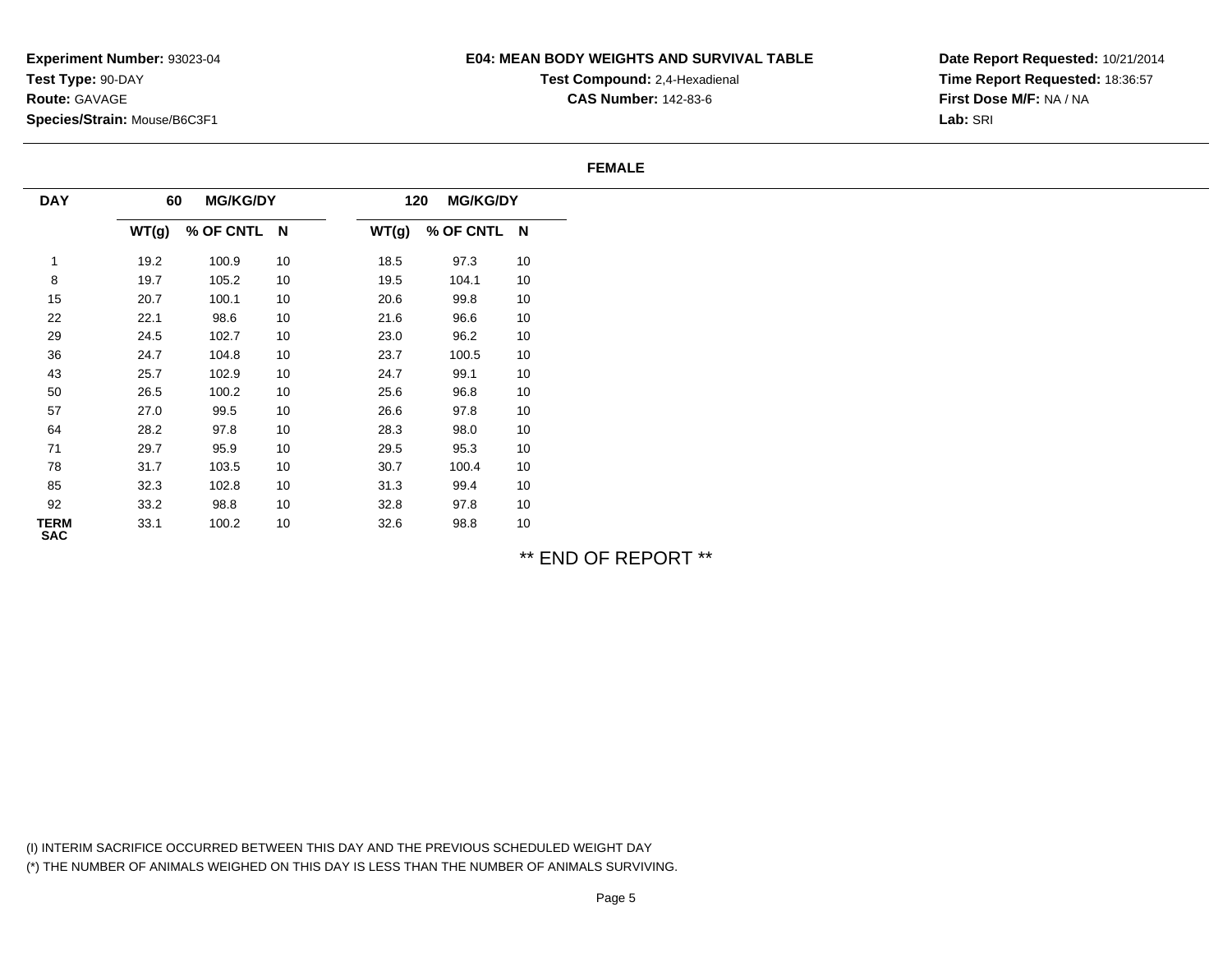**Experiment Number:** 93023-04
**Test Type:** 90-DAY
**Route:** GAVAGE
**Species/Strain:** Mouse/B6C3F1

**E04: MEAN BODY WEIGHTS AND SURVIVAL TABLE**
**Test Compound:** 2,4-Hexadienal
**CAS Number:** 142-83-6

**Date Report Requested:** 10/21/2014
**Time Report Requested:** 18:36:57
**First Dose M/F:** NA / NA
**Lab:** SRI

**FEMALE**

| DAY | 60 MG/KG/DY | | | 120 MG/KG/DY | | |
|---|---|---|---|---|---|---|
| | WT(g) | % OF CNTL | N | WT(g) | % OF CNTL | N |
| 1 | 19.2 | 100.9 | 10 | 18.5 | 97.3 | 10 |
| 8 | 19.7 | 105.2 | 10 | 19.5 | 104.1 | 10 |
| 15 | 20.7 | 100.1 | 10 | 20.6 | 99.8 | 10 |
| 22 | 22.1 | 98.6 | 10 | 21.6 | 96.6 | 10 |
| 29 | 24.5 | 102.7 | 10 | 23.0 | 96.2 | 10 |
| 36 | 24.7 | 104.8 | 10 | 23.7 | 100.5 | 10 |
| 43 | 25.7 | 102.9 | 10 | 24.7 | 99.1 | 10 |
| 50 | 26.5 | 100.2 | 10 | 25.6 | 96.8 | 10 |
| 57 | 27.0 | 99.5 | 10 | 26.6 | 97.8 | 10 |
| 64 | 28.2 | 97.8 | 10 | 28.3 | 98.0 | 10 |
| 71 | 29.7 | 95.9 | 10 | 29.5 | 95.3 | 10 |
| 78 | 31.7 | 103.5 | 10 | 30.7 | 100.4 | 10 |
| 85 | 32.3 | 102.8 | 10 | 31.3 | 99.4 | 10 |
| 92 | 33.2 | 98.8 | 10 | 32.8 | 97.8 | 10 |
| TERM SAC | 33.1 | 100.2 | 10 | 32.6 | 98.8 | 10 |

** END OF REPORT **

(I) INTERIM SACRIFICE OCCURRED BETWEEN THIS DAY AND THE PREVIOUS SCHEDULED WEIGHT DAY
(*) THE NUMBER OF ANIMALS WEIGHED ON THIS DAY IS LESS THAN THE NUMBER OF ANIMALS SURVIVING.